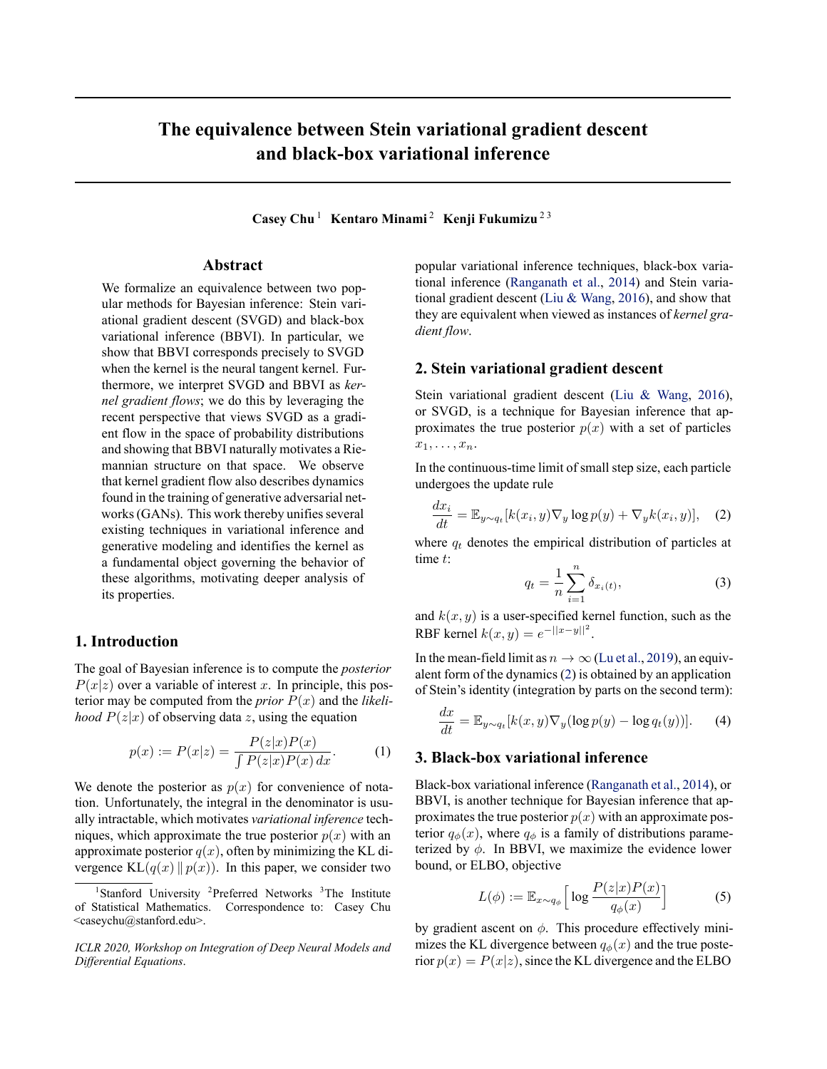# The equivalence between Stein variational gradient descent and black-box variational inference

**Casey Chu** [1] **Kentaro Minami** [2] **Kenji Fukumizu** [2 3]

## Abstract

We formalize an equivalence between two popular methods for Bayesian inference: Stein variational gradient descent (SVGD) and black-box variational inference (BBVI). In particular, we show that BBVI corresponds precisely to SVGD when the kernel is the neural tangent kernel. Furthermore, we interpret SVGD and BBVI as *kernel gradient flows*; we do this by leveraging the recent perspective that views SVGD as a gradient flow in the space of probability distributions and showing that BBVI naturally motivates a Riemannian structure on that space. We observe that kernel gradient flow also describes dynamics found in the training of generative adversarial networks (GANs). This work thereby unifies several existing techniques in variational inference and generative modeling and identifies the kernel as a fundamental object governing the behavior of these algorithms, motivating deeper analysis of its properties.

## 1. Introduction

The goal of Bayesian inference is to compute the *posterior* $P(x|z)$ over a variable of interest $x$. In principle, this posterior may be computed from the *prior* $P(x)$ and the *likelihood* $P(z|x)$ of observing data $z$, using the equation

$$p(x) := P(x|z) = \frac{P(z|x)P(x)}{\int P(z|x)P(x)\,dx}. \tag{1}$$

We denote the posterior as $p(x)$ for convenience of notation. Unfortunately, the integral in the denominator is usually intractable, which motivates *variational inference* techniques, which approximate the true posterior $p(x)$ with an approximate posterior $q(x)$, often by minimizing the KL divergence $\mathrm{KL}(q(x) \,\|\, p(x))$. In this paper, we consider two popular variational inference techniques, black-box variational inference (Ranganath et al., 2014) and Stein variational gradient descent (Liu & Wang, 2016), and show that they are equivalent when viewed as instances of *kernel gradient flow*.

## 2. Stein variational gradient descent

Stein variational gradient descent (Liu & Wang, 2016), or SVGD, is a technique for Bayesian inference that approximates the true posterior $p(x)$ with a set of particles $x_1, \ldots, x_n$.

In the continuous-time limit of small step size, each particle undergoes the update rule

$$\frac{dx_i}{dt} = \mathbb{E}_{y \sim q_t}[k(x_i, y)\nabla_y \log p(y) + \nabla_y k(x_i, y)], \tag{2}$$

where $q_t$ denotes the empirical distribution of particles at time $t$:

$$q_t = \frac{1}{n}\sum_{i=1}^{n} \delta_{x_i(t)}, \tag{3}$$

and $k(x, y)$ is a user-specified kernel function, such as the RBF kernel $k(x, y) = e^{-||x-y||^2}$.

In the mean-field limit as $n \to \infty$ (Lu et al., 2019), an equivalent form of the dynamics (2) is obtained by an application of Stein's identity (integration by parts on the second term):

$$\frac{dx}{dt} = \mathbb{E}_{y \sim q_t}[k(x, y)\nabla_y(\log p(y) - \log q_t(y))]. \tag{4}$$

## 3. Black-box variational inference

Black-box variational inference (Ranganath et al., 2014), or BBVI, is another technique for Bayesian inference that approximates the true posterior $p(x)$ with an approximate posterior $q_\phi(x)$, where $q_\phi$ is a family of distributions parameterized by $\phi$. In BBVI, we maximize the evidence lower bound, or ELBO, objective

$$L(\phi) := \mathbb{E}_{x \sim q_\phi}\Big[\log \frac{P(z|x)P(x)}{q_\phi(x)}\Big] \tag{5}$$

by gradient ascent on $\phi$. This procedure effectively minimizes the KL divergence between $q_\phi(x)$ and the true posterior $p(x) = P(x|z)$, since the KL divergence and the ELBO

---

[1] Stanford University [2] Preferred Networks [3] The Institute of Statistical Mathematics. Correspondence to: Casey Chu <caseychu@stanford.edu>.

*ICLR 2020, Workshop on Integration of Deep Neural Models and Differential Equations.*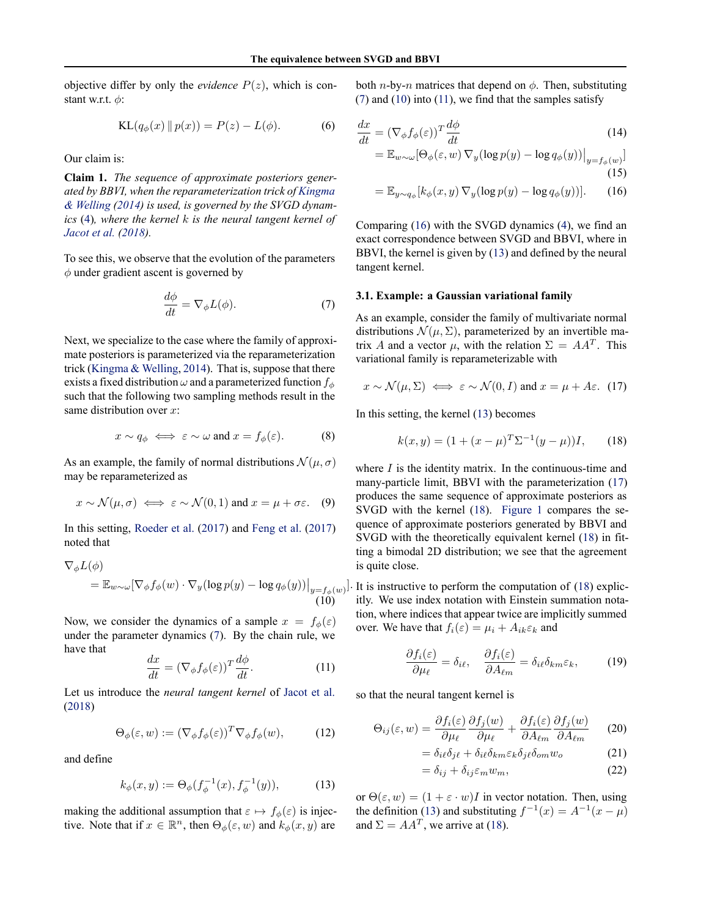objective differ by only the *evidence* $P(z)$, which is constant w.r.t. $\phi$:

$$\mathrm{KL}(q_\phi(x)\,\|\,p(x)) = P(z) - L(\phi). \tag{6}$$

Our claim is:

**Claim 1.** *The sequence of approximate posteriors generated by BBVI, when the reparameterization trick of Kingma & Welling (2014) is used, is governed by the SVGD dynamics (4), where the kernel $k$ is the neural tangent kernel of Jacot et al. (2018).*

To see this, we observe that the evolution of the parameters $\phi$ under gradient ascent is governed by

$$\frac{d\phi}{dt} = \nabla_\phi L(\phi). \tag{7}$$

Next, we specialize to the case where the family of approximate posteriors is parameterized via the reparameterization trick (Kingma & Welling, 2014). That is, suppose that there exists a fixed distribution $\omega$ and a parameterized function $f_\phi$ such that the following two sampling methods result in the same distribution over $x$:

$$x \sim q_\phi \iff \varepsilon \sim \omega \text{ and } x = f_\phi(\varepsilon). \tag{8}$$

As an example, the family of normal distributions $\mathcal{N}(\mu, \sigma)$ may be reparameterized as

$$x \sim \mathcal{N}(\mu, \sigma) \iff \varepsilon \sim \mathcal{N}(0, 1) \text{ and } x = \mu + \sigma\varepsilon. \tag{9}$$

In this setting, Roeder et al. (2017) and Feng et al. (2017) noted that

$$\nabla_\phi L(\phi) = \mathbb{E}_{w\sim\omega}[\nabla_\phi f_\phi(w) \cdot \nabla_y(\log p(y) - \log q_\phi(y))\big|_{y=f_\phi(w)}]. \tag{10}$$

Now, we consider the dynamics of a sample $x = f_\phi(\varepsilon)$ under the parameter dynamics (7). By the chain rule, we have that

$$\frac{dx}{dt} = (\nabla_\phi f_\phi(\varepsilon))^T \frac{d\phi}{dt}. \tag{11}$$

Let us introduce the *neural tangent kernel* of Jacot et al. (2018)

$$\Theta_\phi(\varepsilon, w) := (\nabla_\phi f_\phi(\varepsilon))^T \nabla_\phi f_\phi(w), \tag{12}$$

and define

$$k_\phi(x, y) := \Theta_\phi(f_\phi^{-1}(x), f_\phi^{-1}(y)), \tag{13}$$

making the additional assumption that $\varepsilon \mapsto f_\phi(\varepsilon)$ is injective. Note that if $x \in \mathbb{R}^n$, then $\Theta_\phi(\varepsilon, w)$ and $k_\phi(x, y)$ are both $n$-by-$n$ matrices that depend on $\phi$. Then, substituting (7) and (10) into (11), we find that the samples satisfy

$$\begin{aligned}
\frac{dx}{dt} &= (\nabla_\phi f_\phi(\varepsilon))^T \frac{d\phi}{dt} && (14)\\
&= \mathbb{E}_{w\sim\omega}[\Theta_\phi(\varepsilon, w)\, \nabla_y(\log p(y) - \log q_\phi(y))\big|_{y=f_\phi(w)}] && (15)\\
&= \mathbb{E}_{y\sim q_\phi}[k_\phi(x, y)\, \nabla_y(\log p(y) - \log q_\phi(y))]. && (16)
\end{aligned}$$

Comparing (16) with the SVGD dynamics (4), we find an exact correspondence between SVGD and BBVI, where in BBVI, the kernel is given by (13) and defined by the neural tangent kernel.

### 3.1. Example: a Gaussian variational family

As an example, consider the family of multivariate normal distributions $\mathcal{N}(\mu, \Sigma)$, parameterized by an invertible matrix $A$ and a vector $\mu$, with the relation $\Sigma = AA^T$. This variational family is reparameterizable with

$$x \sim \mathcal{N}(\mu, \Sigma) \iff \varepsilon \sim \mathcal{N}(0, I) \text{ and } x = \mu + A\varepsilon. \tag{17}$$

In this setting, the kernel (13) becomes

$$k(x, y) = (1 + (x-\mu)^T \Sigma^{-1} (y - \mu))I, \tag{18}$$

where $I$ is the identity matrix. In the continuous-time and many-particle limit, BBVI with the parameterization (17) produces the same sequence of approximate posteriors as SVGD with the kernel (18). Figure 1 compares the sequence of approximate posteriors generated by BBVI and SVGD with the theoretically equivalent kernel (18) in fitting a bimodal 2D distribution; we see that the agreement is quite close.

It is instructive to perform the computation of (18) explicitly. We use index notation with Einstein summation notation, where indices that appear twice are implicitly summed over. We have that $f_i(\varepsilon) = \mu_i + A_{ik}\varepsilon_k$ and

$$\frac{\partial f_i(\varepsilon)}{\partial \mu_\ell} = \delta_{i\ell}, \quad \frac{\partial f_i(\varepsilon)}{\partial A_{\ell m}} = \delta_{i\ell}\delta_{km}\varepsilon_k, \tag{19}$$

so that the neural tangent kernel is

$$\begin{aligned}
\Theta_{ij}(\varepsilon, w) &= \frac{\partial f_i(\varepsilon)}{\partial \mu_\ell}\frac{\partial f_j(w)}{\partial \mu_\ell} + \frac{\partial f_i(\varepsilon)}{\partial A_{\ell m}}\frac{\partial f_j(w)}{\partial A_{\ell m}} && (20)\\
&= \delta_{i\ell}\delta_{j\ell} + \delta_{i\ell}\delta_{km}\varepsilon_k\delta_{j\ell}\delta_{om}w_o && (21)\\
&= \delta_{ij} + \delta_{ij}\varepsilon_m w_m, && (22)
\end{aligned}$$

or $\Theta(\varepsilon, w) = (1 + \varepsilon \cdot w)I$ in vector notation. Then, using the definition (13) and substituting $f^{-1}(x) = A^{-1}(x - \mu)$ and $\Sigma = AA^T$, we arrive at (18).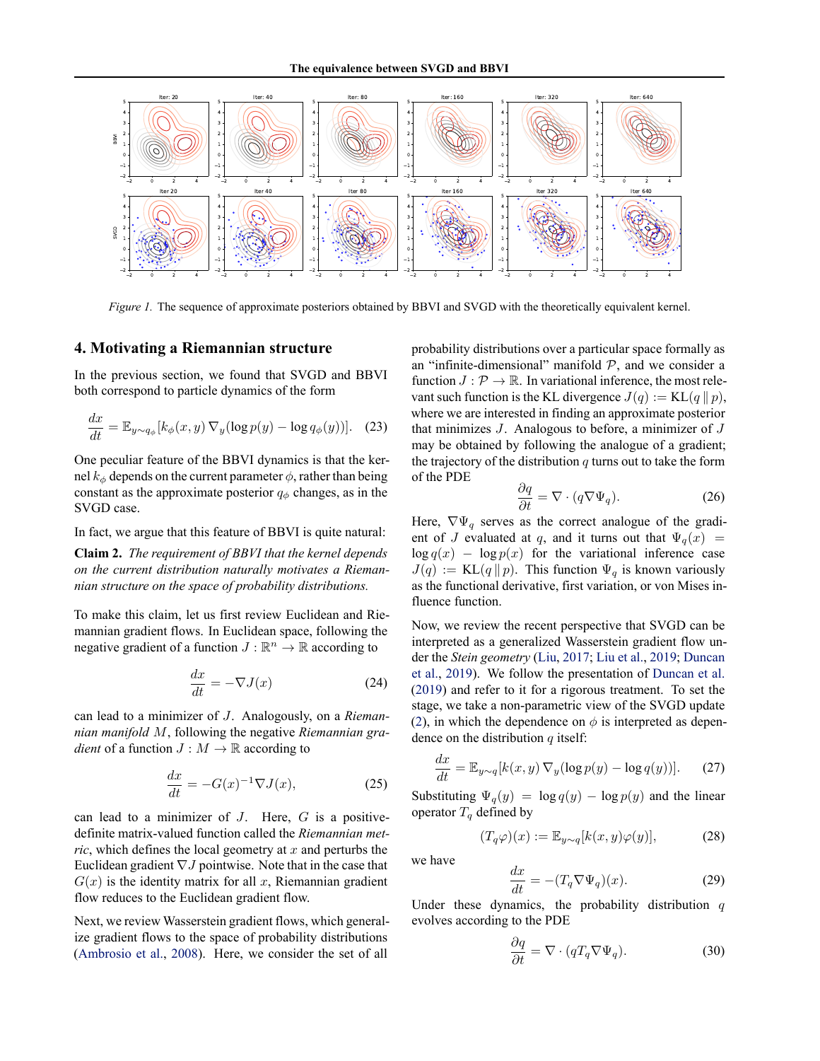*Figure 1.* The sequence of approximate posteriors obtained by BBVI and SVGD with the theoretically equivalent kernel.

## 4. Motivating a Riemannian structure

In the previous section, we found that SVGD and BBVI both correspond to particle dynamics of the form

$$\frac{dx}{dt} = \mathbb{E}_{y \sim q_\phi}[k_\phi(x, y) \nabla_y (\log p(y) - \log q_\phi(y))]. \quad (23)$$

One peculiar feature of the BBVI dynamics is that the kernel $k_\phi$ depends on the current parameter $\phi$, rather than being constant as the approximate posterior $q_\phi$ changes, as in the SVGD case.

In fact, we argue that this feature of BBVI is quite natural:

**Claim 2.** *The requirement of BBVI that the kernel depends on the current distribution naturally motivates a Riemannian structure on the space of probability distributions.*

To make this claim, let us first review Euclidean and Riemannian gradient flows. In Euclidean space, following the negative gradient of a function $J : \mathbb{R}^n \to \mathbb{R}$ according to

$$\frac{dx}{dt} = -\nabla J(x) \quad (24)$$

can lead to a minimizer of $J$. Analogously, on a *Riemannian manifold* $M$, following the negative *Riemannian gradient* of a function $J : M \to \mathbb{R}$ according to

$$\frac{dx}{dt} = -G(x)^{-1} \nabla J(x), \quad (25)$$

can lead to a minimizer of $J$. Here, $G$ is a positive-definite matrix-valued function called the *Riemannian metric*, which defines the local geometry at $x$ and perturbs the Euclidean gradient $\nabla J$ pointwise. Note that in the case that $G(x)$ is the identity matrix for all $x$, Riemannian gradient flow reduces to the Euclidean gradient flow.

Next, we review Wasserstein gradient flows, which generalize gradient flows to the space of probability distributions (Ambrosio et al., 2008). Here, we consider the set of all probability distributions over a particular space formally as an "infinite-dimensional" manifold $\mathcal{P}$, and we consider a function $J : \mathcal{P} \to \mathbb{R}$. In variational inference, the most relevant such function is the KL divergence $J(q) := \mathrm{KL}(q \,\|\, p)$, where we are interested in finding an approximate posterior that minimizes $J$. Analogous to before, a minimizer of $J$ may be obtained by following the analogue of a gradient; the trajectory of the distribution $q$ turns out to take the form of the PDE

$$\frac{\partial q}{\partial t} = \nabla \cdot (q \nabla \Psi_q). \quad (26)$$

Here, $\nabla \Psi_q$ serves as the correct analogue of the gradient of $J$ evaluated at $q$, and it turns out that $\Psi_q(x) = \log q(x) - \log p(x)$ for the variational inference case $J(q) := \mathrm{KL}(q \,\|\, p)$. This function $\Psi_q$ is known variously as the functional derivative, first variation, or von Mises influence function.

Now, we review the recent perspective that SVGD can be interpreted as a generalized Wasserstein gradient flow under the *Stein geometry* (Liu, 2017; Liu et al., 2019; Duncan et al., 2019). We follow the presentation of Duncan et al. (2019) and refer to it for a rigorous treatment. To set the stage, we take a non-parametric view of the SVGD update (2), in which the dependence on $\phi$ is interpreted as dependence on the distribution $q$ itself:

$$\frac{dx}{dt} = \mathbb{E}_{y \sim q}[k(x, y) \nabla_y (\log p(y) - \log q(y))]. \quad (27)$$

Substituting $\Psi_q(y) = \log q(y) - \log p(y)$ and the linear operator $T_q$ defined by

$$(T_q \varphi)(x) := \mathbb{E}_{y \sim q}[k(x, y) \varphi(y)], \quad (28)$$

we have

$$\frac{dx}{dt} = -(T_q \nabla \Psi_q)(x). \quad (29)$$

Under these dynamics, the probability distribution $q$ evolves according to the PDE

$$\frac{\partial q}{\partial t} = \nabla \cdot (q T_q \nabla \Psi_q). \quad (30)$$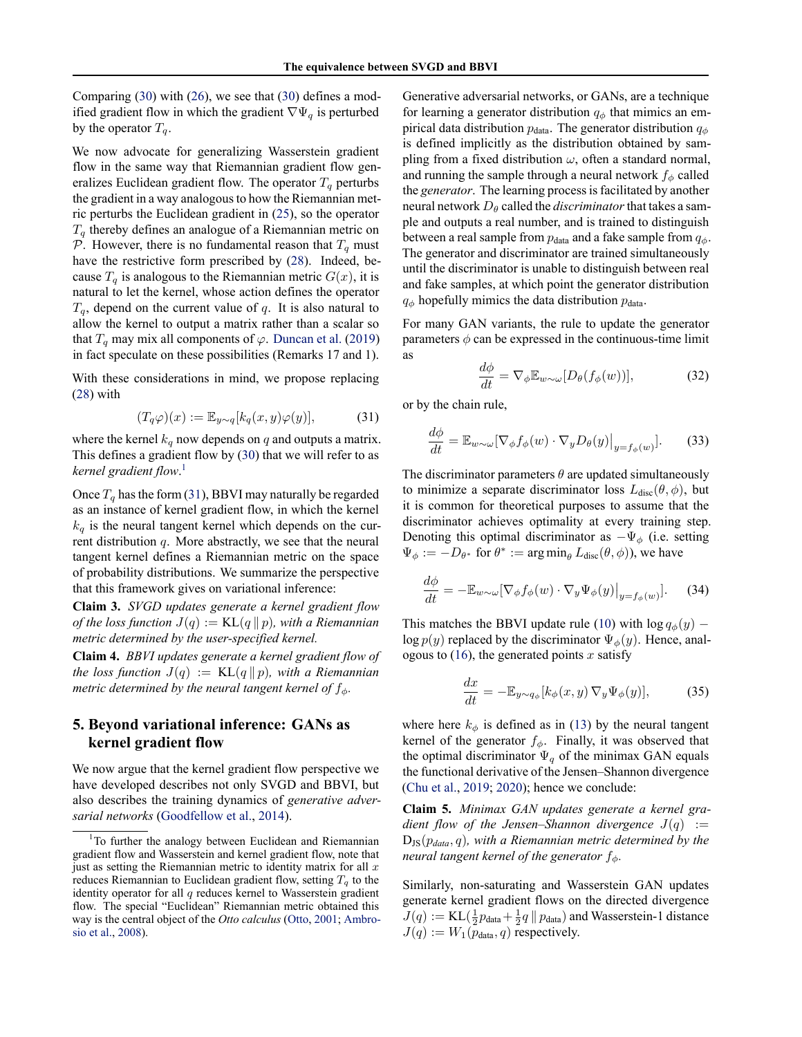Comparing (30) with (26), we see that (30) defines a modified gradient flow in which the gradient $\nabla \Psi_q$ is perturbed by the operator $T_q$.

We now advocate for generalizing Wasserstein gradient flow in the same way that Riemannian gradient flow generalizes Euclidean gradient flow. The operator $T_q$ perturbs the gradient in a way analogous to how the Riemannian metric perturbs the Euclidean gradient in (25), so the operator $T_q$ thereby defines an analogue of a Riemannian metric on $\mathcal{P}$. However, there is no fundamental reason that $T_q$ must have the restrictive form prescribed by (28). Indeed, because $T_q$ is analogous to the Riemannian metric $G(x)$, it is natural to let the kernel, whose action defines the operator $T_q$, depend on the current value of $q$. It is also natural to allow the kernel to output a matrix rather than a scalar so that $T_q$ may mix all components of $\varphi$. Duncan et al. (2019) in fact speculate on these possibilities (Remarks 17 and 1).

With these considerations in mind, we propose replacing (28) with

$$(T_q \varphi)(x) := \mathbb{E}_{y \sim q}[k_q(x, y)\varphi(y)], \tag{31}$$

where the kernel $k_q$ now depends on $q$ and outputs a matrix. This defines a gradient flow by (30) that we will refer to as *kernel gradient flow*.[1]

Once $T_q$ has the form (31), BBVI may naturally be regarded as an instance of kernel gradient flow, in which the kernel $k_q$ is the neural tangent kernel which depends on the current distribution $q$. More abstractly, we see that the neural tangent kernel defines a Riemannian metric on the space of probability distributions. We summarize the perspective that this framework gives on variational inference:

**Claim 3.** *SVGD updates generate a kernel gradient flow of the loss function $J(q) := \mathrm{KL}(q \,\|\, p)$, with a Riemannian metric determined by the user-specified kernel.*

**Claim 4.** *BBVI updates generate a kernel gradient flow of the loss function $J(q) := \mathrm{KL}(q \,\|\, p)$, with a Riemannian metric determined by the neural tangent kernel of $f_\phi$.*

## 5. Beyond variational inference: GANs as kernel gradient flow

We now argue that the kernel gradient flow perspective we have developed describes not only SVGD and BBVI, but also describes the training dynamics of *generative adversarial networks* (Goodfellow et al., 2014).

Generative adversarial networks, or GANs, are a technique for learning a generator distribution $q_\phi$ that mimics an empirical data distribution $p_{\text{data}}$. The generator distribution $q_\phi$ is defined implicitly as the distribution obtained by sampling from a fixed distribution $\omega$, often a standard normal, and running the sample through a neural network $f_\phi$ called the *generator*. The learning process is facilitated by another neural network $D_\theta$ called the *discriminator* that takes a sample and outputs a real number, and is trained to distinguish between a real sample from $p_{\text{data}}$ and a fake sample from $q_\phi$. The generator and discriminator are trained simultaneously until the discriminator is unable to distinguish between real and fake samples, at which point the generator distribution $q_\phi$ hopefully mimics the data distribution $p_{\text{data}}$.

For many GAN variants, the rule to update the generator parameters $\phi$ can be expressed in the continuous-time limit as

$$\frac{d\phi}{dt} = \nabla_\phi \mathbb{E}_{w \sim \omega}[D_\theta(f_\phi(w))], \tag{32}$$

or by the chain rule,

$$\frac{d\phi}{dt} = \mathbb{E}_{w \sim \omega}[\nabla_\phi f_\phi(w) \cdot \nabla_y D_\theta(y)\big|_{y=f_\phi(w)}]. \tag{33}$$

The discriminator parameters $\theta$ are updated simultaneously to minimize a separate discriminator loss $L_{\text{disc}}(\theta, \phi)$, but it is common for theoretical purposes to assume that the discriminator achieves optimality at every training step. Denoting this optimal discriminator as $-\Psi_\phi$ (i.e. setting $\Psi_\phi := -D_{\theta^*}$ for $\theta^* := \arg\min_\theta L_{\text{disc}}(\theta, \phi)$), we have

$$\frac{d\phi}{dt} = -\mathbb{E}_{w \sim \omega}[\nabla_\phi f_\phi(w) \cdot \nabla_y \Psi_\phi(y)\big|_{y=f_\phi(w)}]. \tag{34}$$

This matches the BBVI update rule (10) with $\log q_\phi(y) - \log p(y)$ replaced by the discriminator $\Psi_\phi(y)$. Hence, analogous to (16), the generated points $x$ satisfy

$$\frac{dx}{dt} = -\mathbb{E}_{y \sim q_\phi}[k_\phi(x, y)\, \nabla_y \Psi_\phi(y)], \tag{35}$$

where here $k_\phi$ is defined as in (13) by the neural tangent kernel of the generator $f_\phi$. Finally, it was observed that the optimal discriminator $\Psi_q$ of the minimax GAN equals the functional derivative of the Jensen–Shannon divergence (Chu et al., 2019; 2020); hence we conclude:

**Claim 5.** *Minimax GAN updates generate a kernel gradient flow of the Jensen–Shannon divergence $J(q) := \mathrm{D}_{\mathrm{JS}}(p_{data}, q)$, with a Riemannian metric determined by the neural tangent kernel of the generator $f_\phi$.*

Similarly, non-saturating and Wasserstein GAN updates generate kernel gradient flows on the directed divergence $J(q) := \mathrm{KL}(\frac{1}{2}p_{\text{data}} + \frac{1}{2}q \,\|\, p_{\text{data}})$ and Wasserstein-1 distance $J(q) := W_1(p_{\text{data}}, q)$ respectively.

---

[1] To further the analogy between Euclidean and Riemannian gradient flow and Wasserstein and kernel gradient flow, note that just as setting the Riemannian metric to identity matrix for all $x$ reduces Riemannian to Euclidean gradient flow, setting $T_q$ to the identity operator for all $q$ reduces kernel to Wasserstein gradient flow. The special "Euclidean" Riemannian metric obtained this way is the central object of the *Otto calculus* (Otto, 2001; Ambrosio et al., 2008).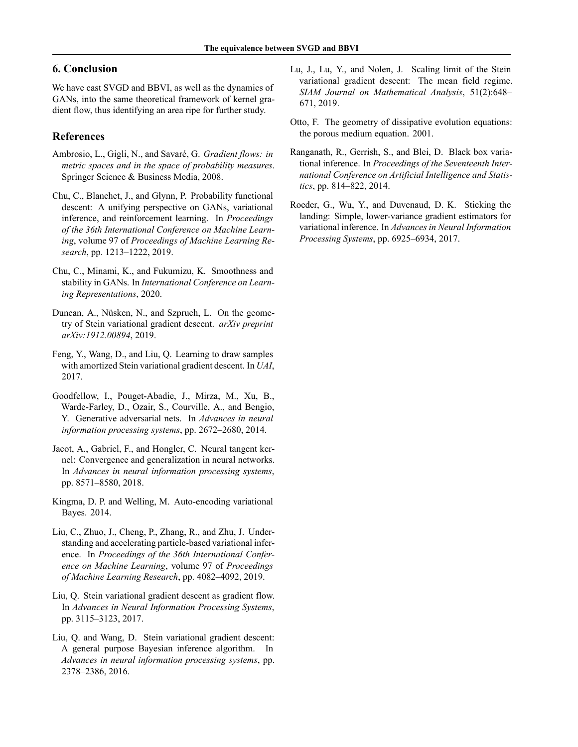## 6. Conclusion

We have cast SVGD and BBVI, as well as the dynamics of GANs, into the same theoretical framework of kernel gradient flow, thus identifying an area ripe for further study.

## References

Ambrosio, L., Gigli, N., and Savaré, G. *Gradient flows: in metric spaces and in the space of probability measures*. Springer Science & Business Media, 2008.

Chu, C., Blanchet, J., and Glynn, P. Probability functional descent: A unifying perspective on GANs, variational inference, and reinforcement learning. In *Proceedings of the 36th International Conference on Machine Learning*, volume 97 of *Proceedings of Machine Learning Research*, pp. 1213–1222, 2019.

Chu, C., Minami, K., and Fukumizu, K. Smoothness and stability in GANs. In *International Conference on Learning Representations*, 2020.

Duncan, A., Nüsken, N., and Szpruch, L. On the geometry of Stein variational gradient descent. *arXiv preprint arXiv:1912.00894*, 2019.

Feng, Y., Wang, D., and Liu, Q. Learning to draw samples with amortized Stein variational gradient descent. In *UAI*, 2017.

Goodfellow, I., Pouget-Abadie, J., Mirza, M., Xu, B., Warde-Farley, D., Ozair, S., Courville, A., and Bengio, Y. Generative adversarial nets. In *Advances in neural information processing systems*, pp. 2672–2680, 2014.

Jacot, A., Gabriel, F., and Hongler, C. Neural tangent kernel: Convergence and generalization in neural networks. In *Advances in neural information processing systems*, pp. 8571–8580, 2018.

Kingma, D. P. and Welling, M. Auto-encoding variational Bayes. 2014.

Liu, C., Zhuo, J., Cheng, P., Zhang, R., and Zhu, J. Understanding and accelerating particle-based variational inference. In *Proceedings of the 36th International Conference on Machine Learning*, volume 97 of *Proceedings of Machine Learning Research*, pp. 4082–4092, 2019.

Liu, Q. Stein variational gradient descent as gradient flow. In *Advances in Neural Information Processing Systems*, pp. 3115–3123, 2017.

Liu, Q. and Wang, D. Stein variational gradient descent: A general purpose Bayesian inference algorithm. In *Advances in neural information processing systems*, pp. 2378–2386, 2016.

Lu, J., Lu, Y., and Nolen, J. Scaling limit of the Stein variational gradient descent: The mean field regime. *SIAM Journal on Mathematical Analysis*, 51(2):648–671, 2019.

Otto, F. The geometry of dissipative evolution equations: the porous medium equation. 2001.

Ranganath, R., Gerrish, S., and Blei, D. Black box variational inference. In *Proceedings of the Seventeenth International Conference on Artificial Intelligence and Statistics*, pp. 814–822, 2014.

Roeder, G., Wu, Y., and Duvenaud, D. K. Sticking the landing: Simple, lower-variance gradient estimators for variational inference. In *Advances in Neural Information Processing Systems*, pp. 6925–6934, 2017.